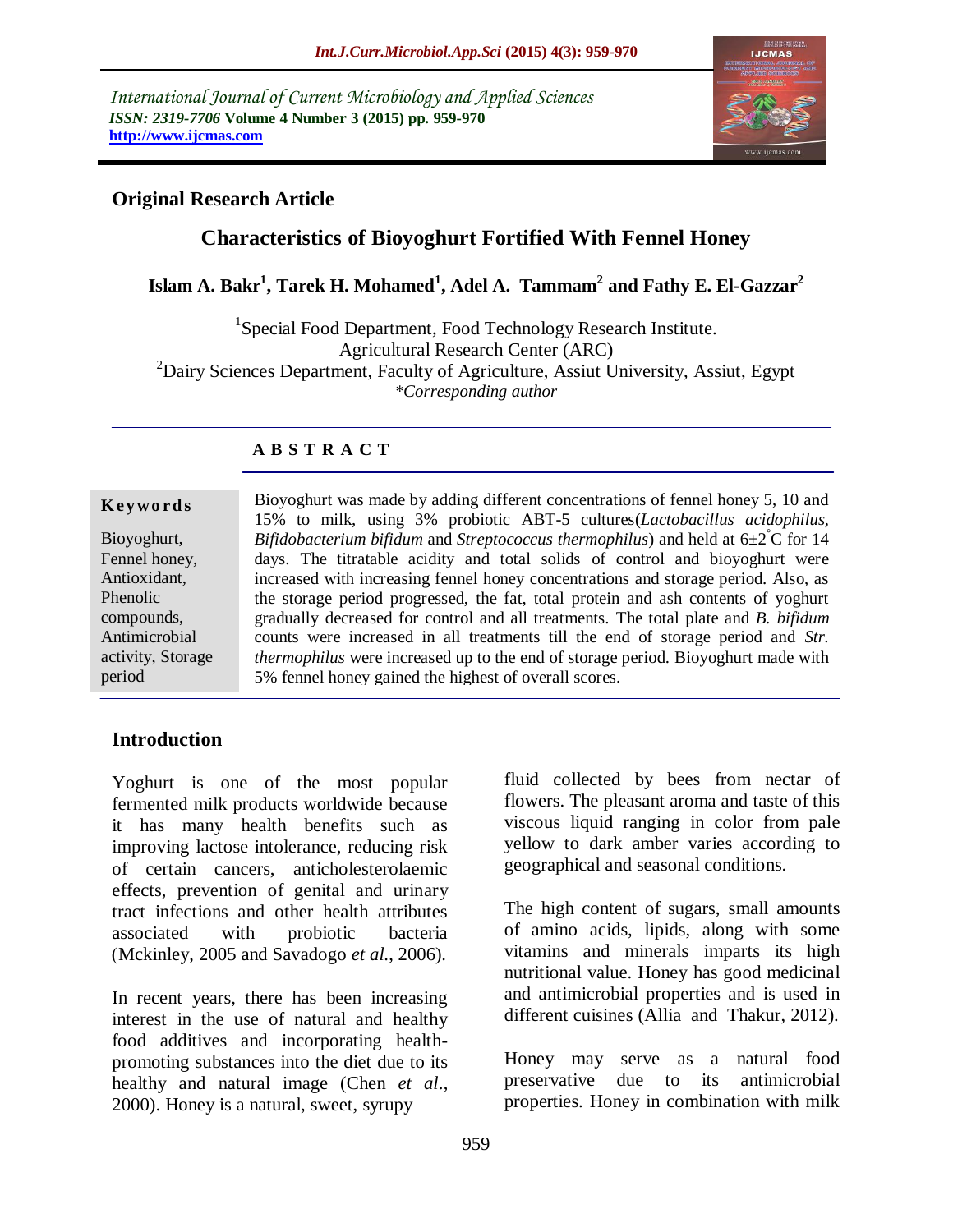International Journal of Current Microbiology and Applied Sciences
*ISSN: 2319-7706* **Volume 4 Number 3 (2015) pp. 959-970**
**http://www.ijcmas.com**

**Original Research Article**

# Characteristics of Bioyoghurt Fortified With Fennel Honey

**Islam A. Bakr[1], Tarek H. Mohamed[1], Adel A. Tammam[2] and Fathy E. El-Gazzar[2]**

[1]Special Food Department, Food Technology Research Institute.
Agricultural Research Center (ARC)
[2]Dairy Sciences Department, Faculty of Agriculture, Assiut University, Assiut, Egypt
*\*Corresponding author*

## A B S T R A C T

**Keywords**

Bioyoghurt, Fennel honey, Antioxidant, Phenolic compounds, Antimicrobial activity, Storage period

Bioyoghurt was made by adding different concentrations of fennel honey 5, 10 and 15% to milk, using 3% probiotic ABT-5 cultures(*Lactobacillus acidophilus, Bifidobacterium bifidum* and *Streptococcus thermophilus*) and held at 6±2°C for 14 days. The titratable acidity and total solids of control and bioyoghurt were increased with increasing fennel honey concentrations and storage period. Also, as the storage period progressed, the fat, total protein and ash contents of yoghurt gradually decreased for control and all treatments. The total plate and *B. bifidum* counts were increased in all treatments till the end of storage period and *Str. thermophilus* were increased up to the end of storage period. Bioyoghurt made with 5% fennel honey gained the highest of overall scores.

## Introduction

Yoghurt is one of the most popular fermented milk products worldwide because it has many health benefits such as improving lactose intolerance, reducing risk of certain cancers, anticholesterolaemic effects, prevention of genital and urinary tract infections and other health attributes associated with probiotic bacteria (Mckinley, 2005 and Savadogo *et al.*, 2006).

In recent years, there has been increasing interest in the use of natural and healthy food additives and incorporating health-promoting substances into the diet due to its healthy and natural image (Chen *et al.*, 2000). Honey is a natural, sweet, syrupy fluid collected by bees from nectar of flowers. The pleasant aroma and taste of this viscous liquid ranging in color from pale yellow to dark amber varies according to geographical and seasonal conditions.

The high content of sugars, small amounts of amino acids, lipids, along with some vitamins and minerals imparts its high nutritional value. Honey has good medicinal and antimicrobial properties and is used in different cuisines (Allia and Thakur, 2012).

Honey may serve as a natural food preservative due to its antimicrobial properties. Honey in combination with milk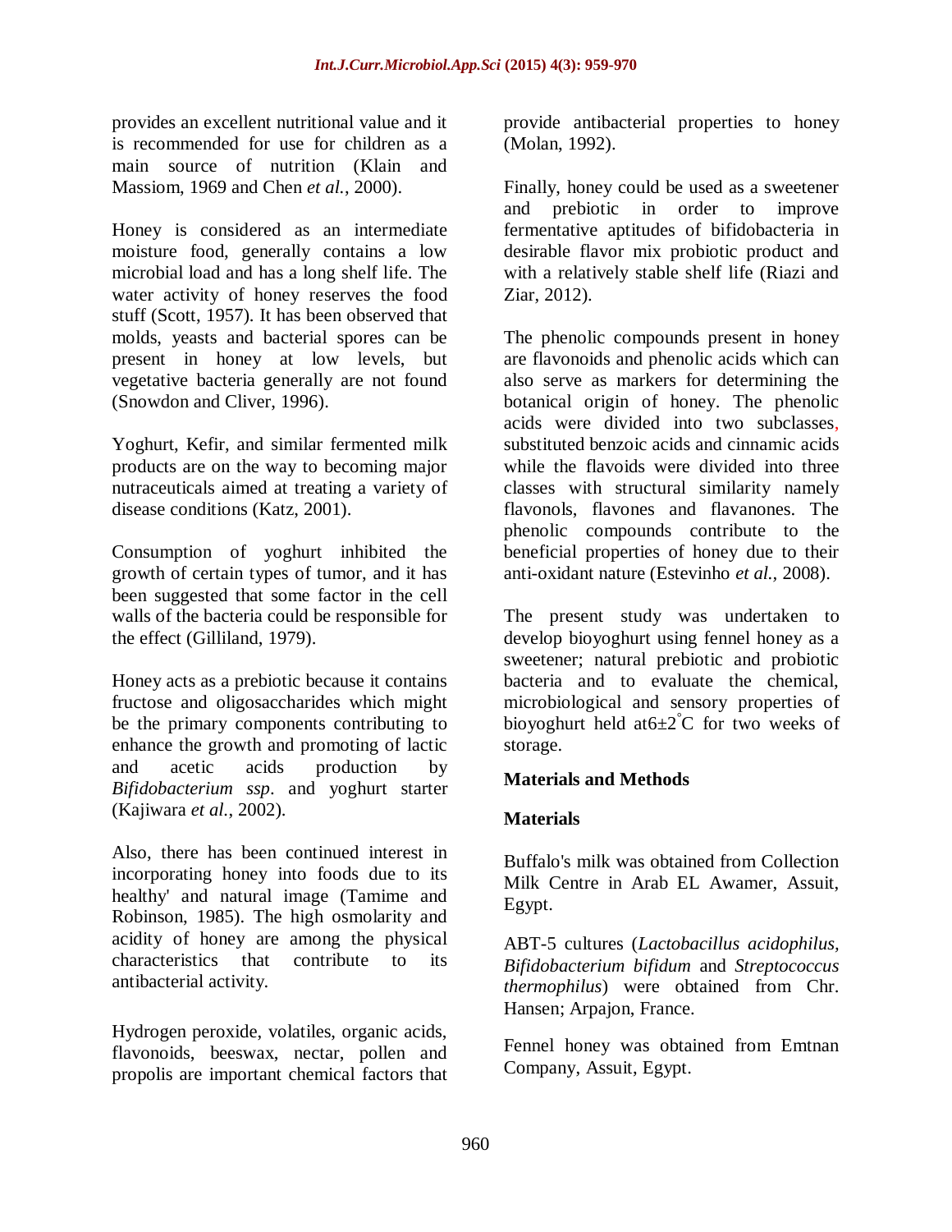provides an excellent nutritional value and it is recommended for use for children as a main source of nutrition (Klain and Massiom, 1969 and Chen *et al.*, 2000).

Honey is considered as an intermediate moisture food, generally contains a low microbial load and has a long shelf life. The water activity of honey reserves the food stuff (Scott, 1957). It has been observed that molds, yeasts and bacterial spores can be present in honey at low levels, but vegetative bacteria generally are not found (Snowdon and Cliver, 1996).

Yoghurt, Kefir, and similar fermented milk products are on the way to becoming major nutraceuticals aimed at treating a variety of disease conditions (Katz, 2001).

Consumption of yoghurt inhibited the growth of certain types of tumor, and it has been suggested that some factor in the cell walls of the bacteria could be responsible for the effect (Gilliland, 1979).

Honey acts as a prebiotic because it contains fructose and oligosaccharides which might be the primary components contributing to enhance the growth and promoting of lactic and acetic acids production by *Bifidobacterium ssp*. and yoghurt starter (Kajiwara *et al.*, 2002).

Also, there has been continued interest in incorporating honey into foods due to its healthy' and natural image (Tamime and Robinson, 1985). The high osmolarity and acidity of honey are among the physical characteristics that contribute to its antibacterial activity.

Hydrogen peroxide, volatiles, organic acids, flavonoids, beeswax, nectar, pollen and propolis are important chemical factors that provide antibacterial properties to honey (Molan, 1992).

Finally, honey could be used as a sweetener and prebiotic in order to improve fermentative aptitudes of bifidobacteria in desirable flavor mix probiotic product and with a relatively stable shelf life (Riazi and Ziar, 2012).

The phenolic compounds present in honey are flavonoids and phenolic acids which can also serve as markers for determining the botanical origin of honey. The phenolic acids were divided into two subclasses, substituted benzoic acids and cinnamic acids while the flavoids were divided into three classes with structural similarity namely flavonols, flavones and flavanones. The phenolic compounds contribute to the beneficial properties of honey due to their anti-oxidant nature (Estevinho *et al.,* 2008).

The present study was undertaken to develop bioyoghurt using fennel honey as a sweetener; natural prebiotic and probiotic bacteria and to evaluate the chemical, microbiological and sensory properties of bioyoghurt held at$6\pm2^{\circ}$C for two weeks of storage.

## Materials and Methods

### Materials

Buffalo's milk was obtained from Collection Milk Centre in Arab EL Awamer, Assuit, Egypt.

ABT-5 cultures (*Lactobacillus acidophilus*, *Bifidobacterium bifidum* and *Streptococcus thermophilus*) were obtained from Chr. Hansen; Arpajon, France.

Fennel honey was obtained from Emtnan Company, Assuit, Egypt.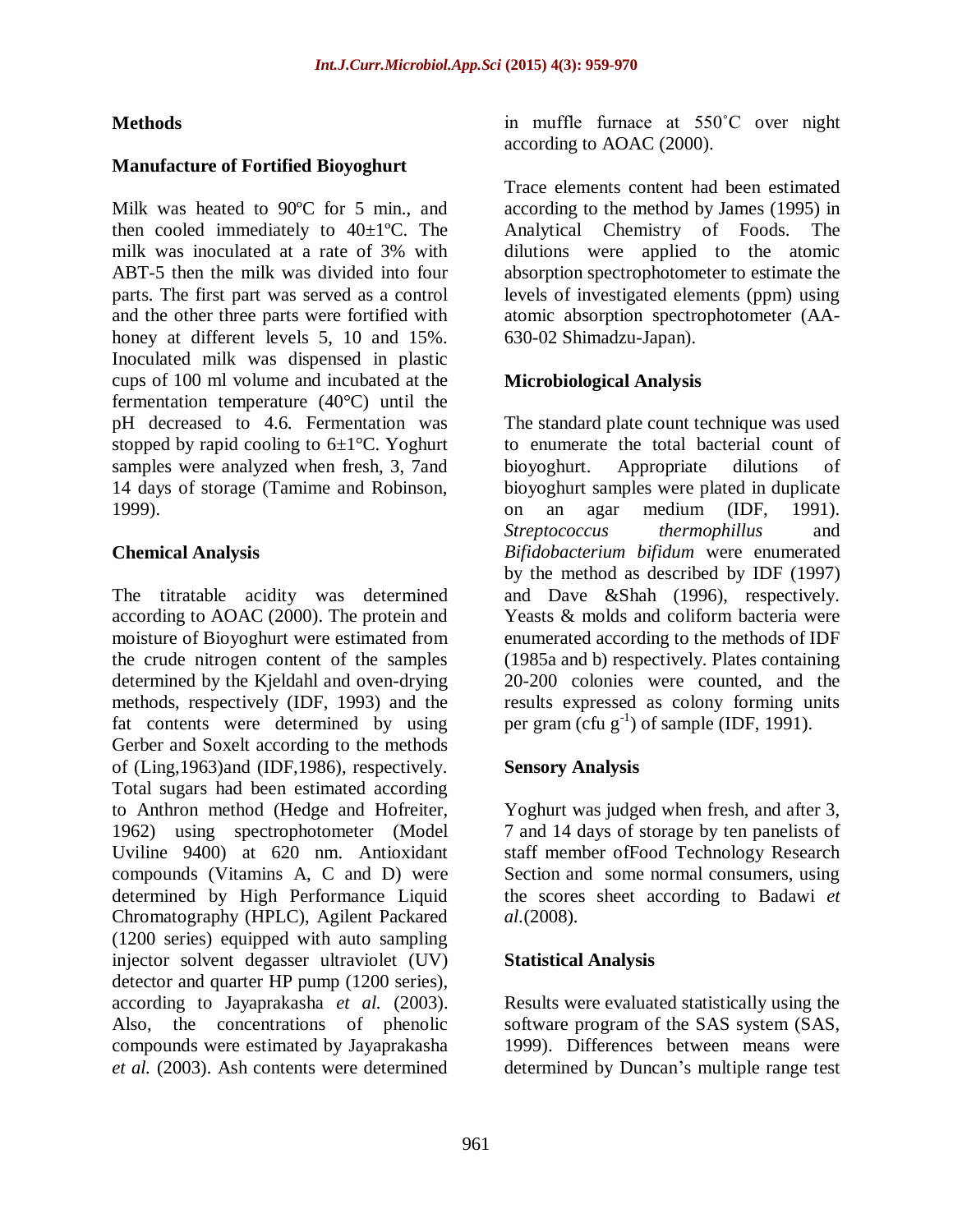## Methods

### Manufacture of Fortified Bioyoghurt

Milk was heated to 90ºC for 5 min., and then cooled immediately to 40±1ºC. The milk was inoculated at a rate of 3% with ABT-5 then the milk was divided into four parts. The first part was served as a control and the other three parts were fortified with honey at different levels 5, 10 and 15%. Inoculated milk was dispensed in plastic cups of 100 ml volume and incubated at the fermentation temperature (40°C) until the pH decreased to 4.6. Fermentation was stopped by rapid cooling to 6±1°C. Yoghurt samples were analyzed when fresh, 3, 7and 14 days of storage (Tamime and Robinson, 1999).

### Chemical Analysis

The titratable acidity was determined according to AOAC (2000). The protein and moisture of Bioyoghurt were estimated from the crude nitrogen content of the samples determined by the Kjeldahl and oven-drying methods, respectively (IDF, 1993) and the fat contents were determined by using Gerber and Soxelt according to the methods of (Ling,1963)and (IDF,1986), respectively. Total sugars had been estimated according to Anthron method (Hedge and Hofreiter, 1962) using spectrophotometer (Model Uviline 9400) at 620 nm. Antioxidant compounds (Vitamins A, C and D) were determined by High Performance Liquid Chromatography (HPLC), Agilent Packared (1200 series) equipped with auto sampling injector solvent degasser ultraviolet (UV) detector and quarter HP pump (1200 series), according to Jayaprakasha *et al.* (2003). Also, the concentrations of phenolic compounds were estimated by Jayaprakasha *et al.* (2003). Ash contents were determined in muffle furnace at 550˚C over night according to AOAC (2000).

Trace elements content had been estimated according to the method by James (1995) in Analytical Chemistry of Foods. The dilutions were applied to the atomic absorption spectrophotometer to estimate the levels of investigated elements (ppm) using atomic absorption spectrophotometer (AA-630-02 Shimadzu-Japan).

### Microbiological Analysis

The standard plate count technique was used to enumerate the total bacterial count of bioyoghurt. Appropriate dilutions of bioyoghurt samples were plated in duplicate on an agar medium (IDF, 1991). *Streptococcus thermophillus* and *Bifidobacterium bifidum* were enumerated by the method as described by IDF (1997) and Dave &Shah (1996), respectively. Yeasts & molds and coliform bacteria were enumerated according to the methods of IDF (1985a and b) respectively. Plates containing 20-200 colonies were counted, and the results expressed as colony forming units per gram (cfu $g^{-1}$) of sample (IDF, 1991).

### Sensory Analysis

Yoghurt was judged when fresh, and after 3, 7 and 14 days of storage by ten panelists of staff member ofFood Technology Research Section and some normal consumers, using the scores sheet according to Badawi *et al.*(2008).

### Statistical Analysis

Results were evaluated statistically using the software program of the SAS system (SAS, 1999). Differences between means were determined by Duncan's multiple range test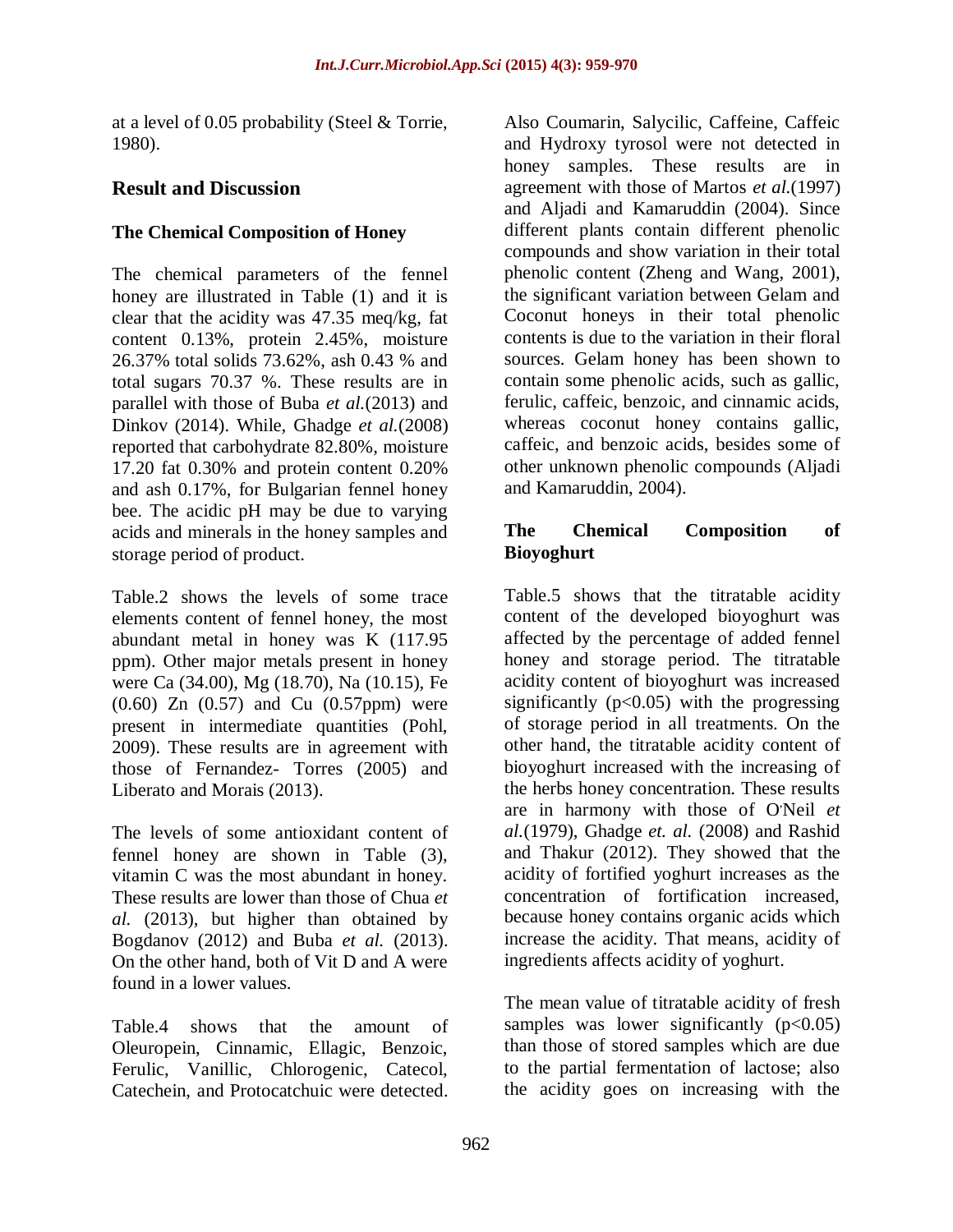at a level of 0.05 probability (Steel & Torrie, 1980).

## Result and Discussion

### The Chemical Composition of Honey

The chemical parameters of the fennel honey are illustrated in Table (1) and it is clear that the acidity was 47.35 meq/kg, fat content 0.13%, protein 2.45%, moisture 26.37% total solids 73.62%, ash 0.43 % and total sugars 70.37 %. These results are in parallel with those of Buba *et al.*(2013) and Dinkov (2014). While, Ghadge *et al.*(2008) reported that carbohydrate 82.80%, moisture 17.20 fat 0.30% and protein content 0.20% and ash 0.17%, for Bulgarian fennel honey bee. The acidic pH may be due to varying acids and minerals in the honey samples and storage period of product.

Table.2 shows the levels of some trace elements content of fennel honey, the most abundant metal in honey was K (117.95 ppm). Other major metals present in honey were Ca (34.00), Mg (18.70), Na (10.15), Fe (0.60) Zn (0.57) and Cu (0.57ppm) were present in intermediate quantities (Pohl, 2009). These results are in agreement with those of Fernandez- Torres (2005) and Liberato and Morais (2013).

The levels of some antioxidant content of fennel honey are shown in Table (3), vitamin C was the most abundant in honey. These results are lower than those of Chua *et al.* (2013), but higher than obtained by Bogdanov (2012) and Buba *et al.* (2013). On the other hand, both of Vit D and A were found in a lower values.

Table.4 shows that the amount of Oleuropein, Cinnamic, Ellagic, Benzoic, Ferulic, Vanillic, Chlorogenic, Catecol, Catechein, and Protocatchuic were detected. Also Coumarin, Salycilic, Caffeine, Caffeic and Hydroxy tyrosol were not detected in honey samples. These results are in agreement with those of Martos *et al.*(1997) and Aljadi and Kamaruddin (2004). Since different plants contain different phenolic compounds and show variation in their total phenolic content (Zheng and Wang, 2001), the significant variation between Gelam and Coconut honeys in their total phenolic contents is due to the variation in their floral sources. Gelam honey has been shown to contain some phenolic acids, such as gallic, ferulic, caffeic, benzoic, and cinnamic acids, whereas coconut honey contains gallic, caffeic, and benzoic acids, besides some of other unknown phenolic compounds (Aljadi and Kamaruddin, 2004).

### The Chemical Composition of Bioyoghurt

Table.5 shows that the titratable acidity content of the developed bioyoghurt was affected by the percentage of added fennel honey and storage period. The titratable acidity content of bioyoghurt was increased significantly ($p<0.05$) with the progressing of storage period in all treatments. On the other hand, the titratable acidity content of bioyoghurt increased with the increasing of the herbs honey concentration. These results are in harmony with those of O'Neil *et al.*(1979), Ghadge *et. al.* (2008) and Rashid and Thakur (2012). They showed that the acidity of fortified yoghurt increases as the concentration of fortification increased, because honey contains organic acids which increase the acidity. That means, acidity of ingredients affects acidity of yoghurt.

The mean value of titratable acidity of fresh samples was lower significantly ($p<0.05$) than those of stored samples which are due to the partial fermentation of lactose; also the acidity goes on increasing with the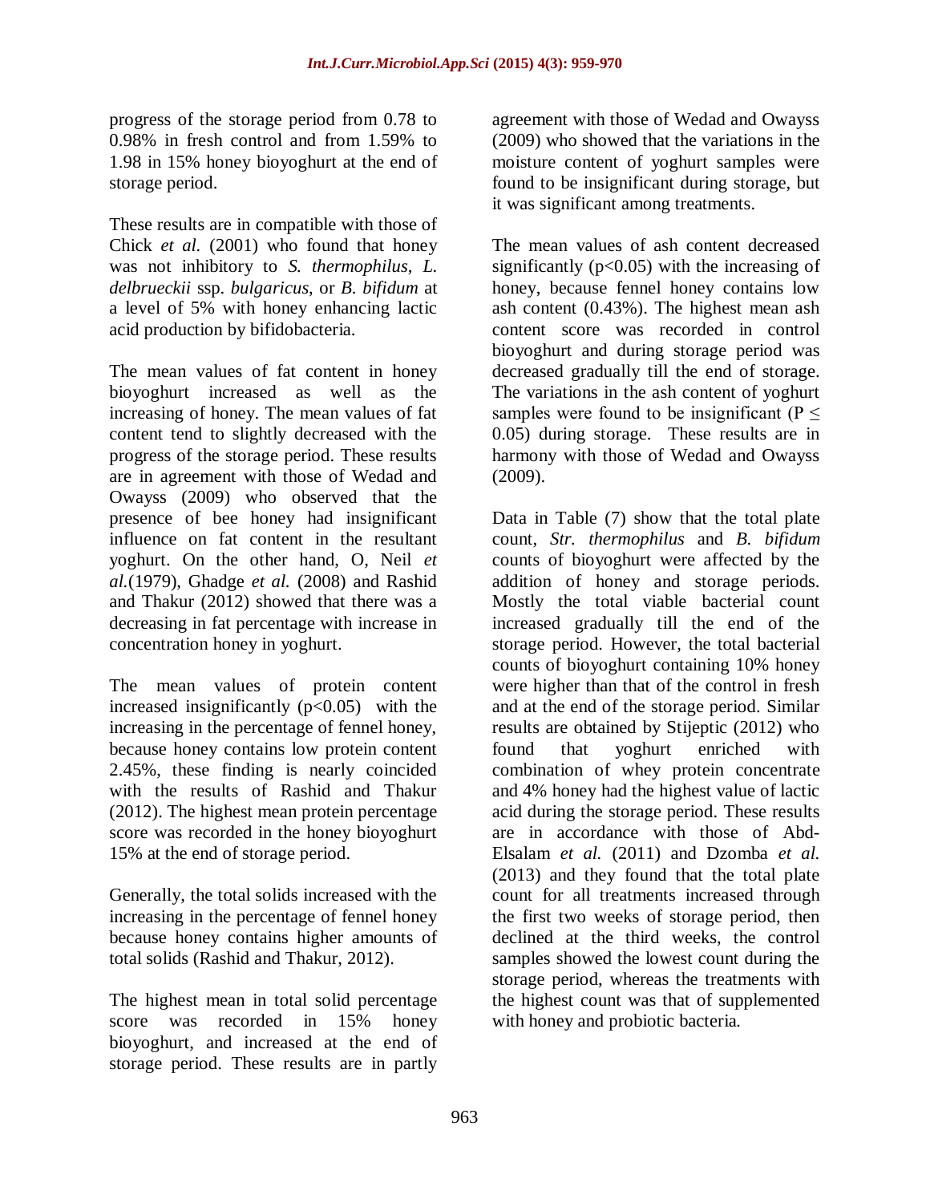progress of the storage period from 0.78 to 0.98% in fresh control and from 1.59% to 1.98 in 15% honey bioyoghurt at the end of storage period.

These results are in compatible with those of Chick *et al*. (2001) who found that honey was not inhibitory to *S. thermophilus*, *L. delbrueckii* ssp. *bulgaricus*, or *B. bifidum* at a level of 5% with honey enhancing lactic acid production by bifidobacteria.

The mean values of fat content in honey bioyoghurt increased as well as the increasing of honey. The mean values of fat content tend to slightly decreased with the progress of the storage period. These results are in agreement with those of Wedad and Owayss (2009) who observed that the presence of bee honey had insignificant influence on fat content in the resultant yoghurt. On the other hand, O, Neil *et al.*(1979), Ghadge *et al.* (2008) and Rashid and Thakur (2012) showed that there was a decreasing in fat percentage with increase in concentration honey in yoghurt.

The mean values of protein content increased insignificantly ($p<0.05$) with the increasing in the percentage of fennel honey, because honey contains low protein content 2.45%, these finding is nearly coincided with the results of Rashid and Thakur (2012). The highest mean protein percentage score was recorded in the honey bioyoghurt 15% at the end of storage period.

Generally, the total solids increased with the increasing in the percentage of fennel honey because honey contains higher amounts of total solids (Rashid and Thakur, 2012).

The highest mean in total solid percentage score was recorded in 15% honey bioyoghurt, and increased at the end of storage period. These results are in partly agreement with those of Wedad and Owayss (2009) who showed that the variations in the moisture content of yoghurt samples were found to be insignificant during storage, but it was significant among treatments.

The mean values of ash content decreased significantly ($p<0.05$) with the increasing of honey, because fennel honey contains low ash content (0.43%). The highest mean ash content score was recorded in control bioyoghurt and during storage period was decreased gradually till the end of storage. The variations in the ash content of yoghurt samples were found to be insignificant ($P \leq 0.05$) during storage. These results are in harmony with those of Wedad and Owayss (2009).

Data in Table (7) show that the total plate count, *Str. thermophilus* and *B. bifidum* counts of bioyoghurt were affected by the addition of honey and storage periods. Mostly the total viable bacterial count increased gradually till the end of the storage period. However, the total bacterial counts of bioyoghurt containing 10% honey were higher than that of the control in fresh and at the end of the storage period. Similar results are obtained by Stijeptic (2012) who found that yoghurt enriched with combination of whey protein concentrate and 4% honey had the highest value of lactic acid during the storage period. These results are in accordance with those of Abd-Elsalam *et al.* (2011) and Dzomba *et al.* (2013) and they found that the total plate count for all treatments increased through the first two weeks of storage period, then declined at the third weeks, the control samples showed the lowest count during the storage period, whereas the treatments with the highest count was that of supplemented with honey and probiotic bacteria.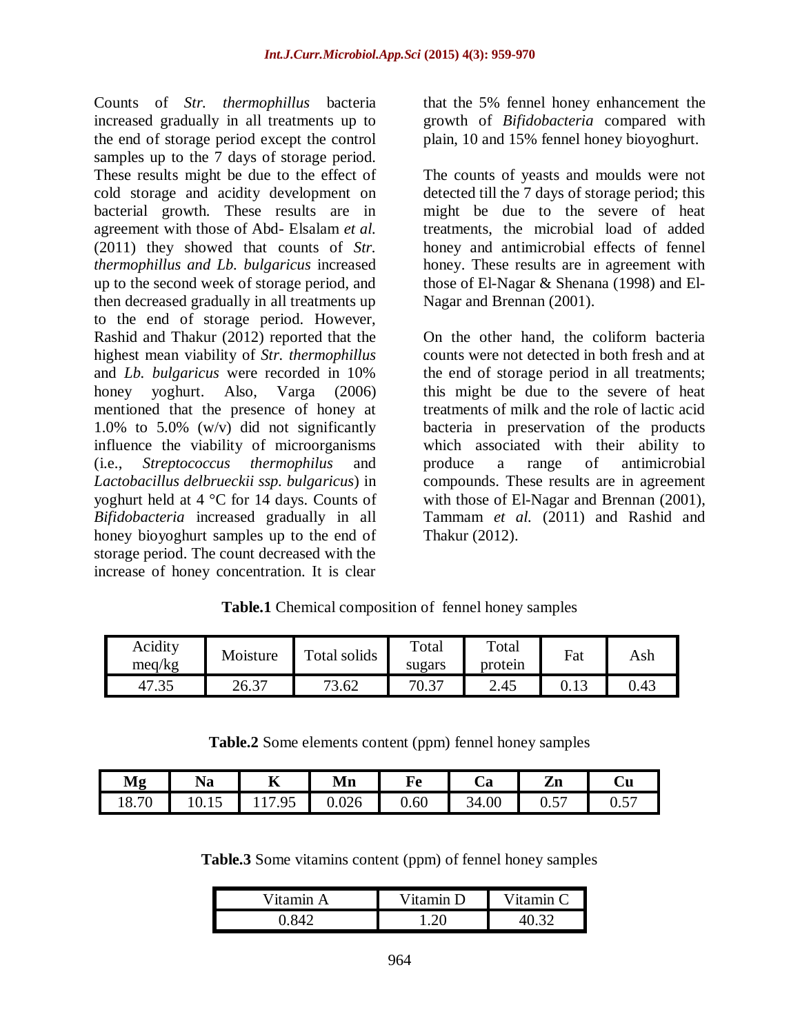Counts of *Str. thermophillus* bacteria increased gradually in all treatments up to the end of storage period except the control samples up to the 7 days of storage period. These results might be due to the effect of cold storage and acidity development on bacterial growth. These results are in agreement with those of Abd- Elsalam *et al.* (2011) they showed that counts of *Str. thermophillus and Lb. bulgaricus* increased up to the second week of storage period, and then decreased gradually in all treatments up to the end of storage period. However, Rashid and Thakur (2012) reported that the highest mean viability of *Str. thermophillus* and *Lb. bulgaricus* were recorded in 10% honey yoghurt. Also, Varga (2006) mentioned that the presence of honey at 1.0% to 5.0% (w/v) did not significantly influence the viability of microorganisms (i.e., *Streptococcus thermophilus* and *Lactobacillus delbrueckii ssp. bulgaricus*) in yoghurt held at 4 °C for 14 days. Counts of *Bifidobacteria* increased gradually in all honey bioyoghurt samples up to the end of storage period. The count decreased with the increase of honey concentration. It is clear that the 5% fennel honey enhancement the growth of *Bifidobacteria* compared with plain, 10 and 15% fennel honey bioyoghurt.

The counts of yeasts and moulds were not detected till the 7 days of storage period; this might be due to the severe of heat treatments, the microbial load of added honey and antimicrobial effects of fennel honey. These results are in agreement with those of El-Nagar & Shenana (1998) and El-Nagar and Brennan (2001).

On the other hand, the coliform bacteria counts were not detected in both fresh and at the end of storage period in all treatments; this might be due to the severe of heat treatments of milk and the role of lactic acid bacteria in preservation of the products which associated with their ability to produce a range of antimicrobial compounds. These results are in agreement with those of El-Nagar and Brennan (2001), Tammam *et al.* (2011) and Rashid and Thakur (2012).

**Table.1** Chemical composition of fennel honey samples

| Acidity meq/kg | Moisture | Total solids | Total sugars | Total protein | Fat | Ash |
|---|---|---|---|---|---|---|
| 47.35 | 26.37 | 73.62 | 70.37 | 2.45 | 0.13 | 0.43 |

**Table.2** Some elements content (ppm) fennel honey samples

| Mg | Na | K | Mn | Fe | Ca | Zn | Cu |
|---|---|---|---|---|---|---|---|
| 18.70 | 10.15 | 117.95 | 0.026 | 0.60 | 34.00 | 0.57 | 0.57 |

**Table.3** Some vitamins content (ppm) of fennel honey samples

| Vitamin A | Vitamin D | Vitamin C |
|---|---|---|
| 0.842 | 1.20 | 40.32 |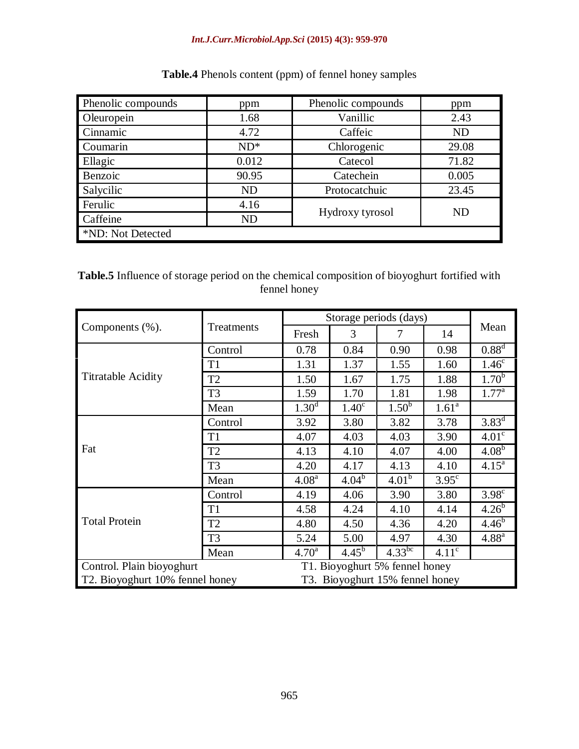**Table.4** Phenols content (ppm) of fennel honey samples

| Phenolic compounds | ppm | Phenolic compounds | ppm |
|---|---|---|---|
| Oleuropein | 1.68 | Vanillic | 2.43 |
| Cinnamic | 4.72 | Caffeic | ND |
| Coumarin | ND* | Chlorogenic | 29.08 |
| Ellagic | 0.012 | Catecol | 71.82 |
| Benzoic | 90.95 | Catechein | 0.005 |
| Salycilic | ND | Protocatchuic | 23.45 |
| Ferulic | 4.16 | Hydroxy tyrosol | ND |
| Caffeine | ND | | |

*ND: Not Detected

**Table.5** Influence of storage period on the chemical composition of bioyoghurt fortified with fennel honey

| Components (%). | Treatments | Storage periods (days) | | | | Mean |
|---|---|---|---|---|---|---|
| | | Fresh | 3 | 7 | 14 | |
| Titratable Acidity | Control | 0.78 | 0.84 | 0.90 | 0.98 | $0.88^{d}$ |
| | T1 | 1.31 | 1.37 | 1.55 | 1.60 | $1.46^{c}$ |
| | T2 | 1.50 | 1.67 | 1.75 | 1.88 | $1.70^{b}$ |
| | T3 | 1.59 | 1.70 | 1.81 | 1.98 | $1.77^{a}$ |
| | Mean | $1.30^{d}$ | $1.40^{c}$ | $1.50^{b}$ | $1.61^{a}$ | |
| Fat | Control | 3.92 | 3.80 | 3.82 | 3.78 | $3.83^{d}$ |
| | T1 | 4.07 | 4.03 | 4.03 | 3.90 | $4.01^{c}$ |
| | T2 | 4.13 | 4.10 | 4.07 | 4.00 | $4.08^{b}$ |
| | T3 | 4.20 | 4.17 | 4.13 | 4.10 | $4.15^{a}$ |
| | Mean | $4.08^{a}$ | $4.04^{b}$ | $4.01^{b}$ | $3.95^{c}$ | |
| Total Protein | Control | 4.19 | 4.06 | 3.90 | 3.80 | $3.98^{c}$ |
| | T1 | 4.58 | 4.24 | 4.10 | 4.14 | $4.26^{b}$ |
| | T2 | 4.80 | 4.50 | 4.36 | 4.20 | $4.46^{b}$ |
| | T3 | 5.24 | 5.00 | 4.97 | 4.30 | $4.88^{a}$ |
| | Mean | $4.70^{a}$ | $4.45^{b}$ | $4.33^{bc}$ | $4.11^{c}$ | |

Control. Plain bioyoghurt; T1. Bioyoghurt 5% fennel honey; T2. Bioyoghurt 10% fennel honey; T3. Bioyoghurt 15% fennel honey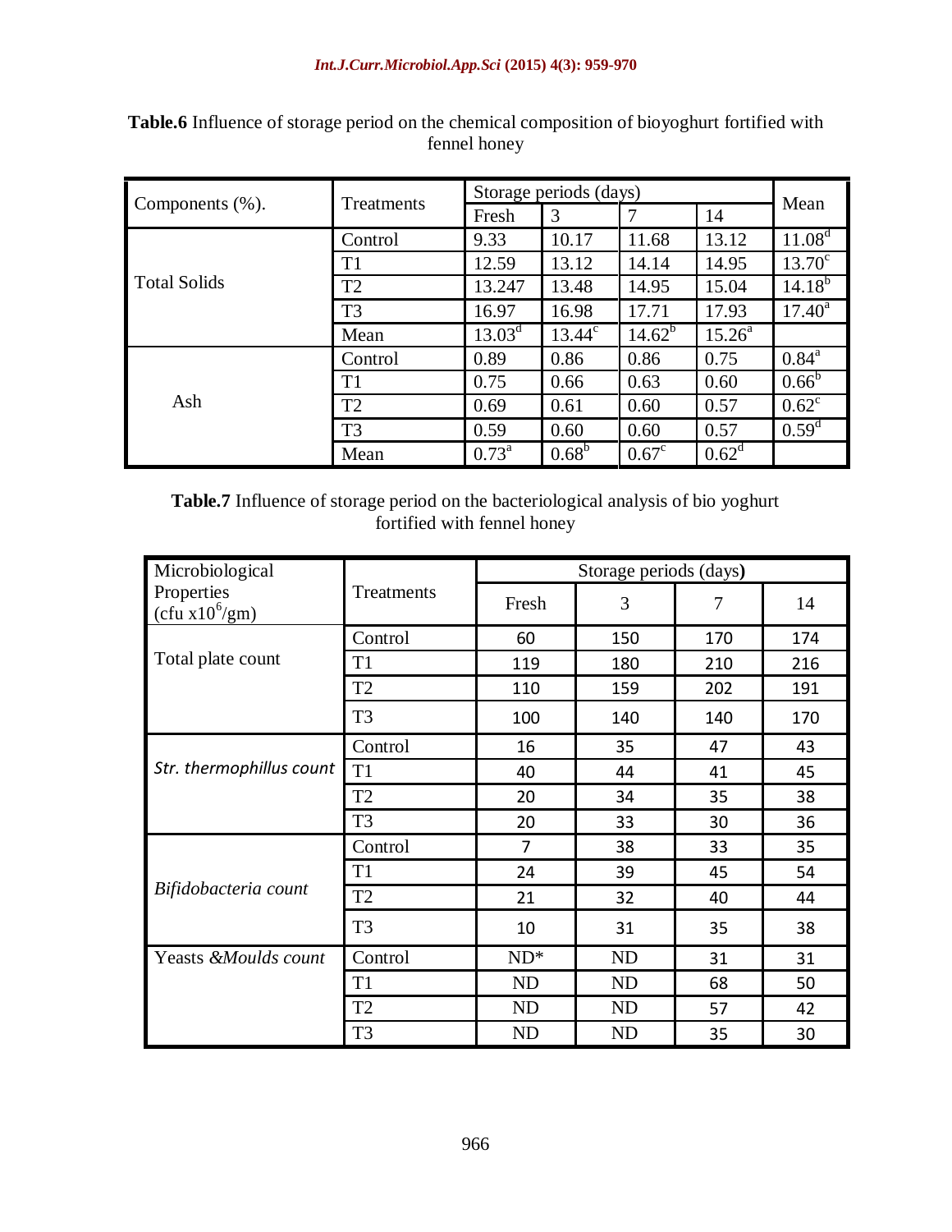**Table.6** Influence of storage period on the chemical composition of bioyoghurt fortified with fennel honey

| Components (%). | Treatments | Storage periods (days) | | | | Mean |
|---|---|---|---|---|---|---|
| | | Fresh | 3 | 7 | 14 | |
| Total Solids | Control | 9.33 | 10.17 | 11.68 | 13.12 | 11.08[d] |
| | T1 | 12.59 | 13.12 | 14.14 | 14.95 | 13.70[c] |
| | T2 | 13.247 | 13.48 | 14.95 | 15.04 | 14.18[b] |
| | T3 | 16.97 | 16.98 | 17.71 | 17.93 | 17.40[a] |
| | Mean | 13.03[d] | 13.44[c] | 14.62[b] | 15.26[a] | |
| Ash | Control | 0.89 | 0.86 | 0.86 | 0.75 | 0.84[a] |
| | T1 | 0.75 | 0.66 | 0.63 | 0.60 | 0.66[b] |
| | T2 | 0.69 | 0.61 | 0.60 | 0.57 | 0.62[c] |
| | T3 | 0.59 | 0.60 | 0.60 | 0.57 | 0.59[d] |
| | Mean | 0.73[a] | 0.68[b] | 0.67[c] | 0.62[d] | |

**Table.7** Influence of storage period on the bacteriological analysis of bio yoghurt fortified with fennel honey

| Microbiological Properties (cfu x$10^6$/gm) | Treatments | Storage periods (days) | | | |
|---|---|---|---|---|---|
| | | Fresh | 3 | 7 | 14 |
| Total plate count | Control | 60 | 150 | 170 | 174 |
| | T1 | 119 | 180 | 210 | 216 |
| | T2 | 110 | 159 | 202 | 191 |
| | T3 | 100 | 140 | 140 | 170 |
| *Str. thermophillus count* | Control | 16 | 35 | 47 | 43 |
| | T1 | 40 | 44 | 41 | 45 |
| | T2 | 20 | 34 | 35 | 38 |
| | T3 | 20 | 33 | 30 | 36 |
| *Bifidobacteria count* | Control | 7 | 38 | 33 | 35 |
| | T1 | 24 | 39 | 45 | 54 |
| | T2 | 21 | 32 | 40 | 44 |
| | T3 | 10 | 31 | 35 | 38 |
| Yeasts &*Moulds count* | Control | ND* | ND | 31 | 31 |
| | T1 | ND | ND | 68 | 50 |
| | T2 | ND | ND | 57 | 42 |
| | T3 | ND | ND | 35 | 30 |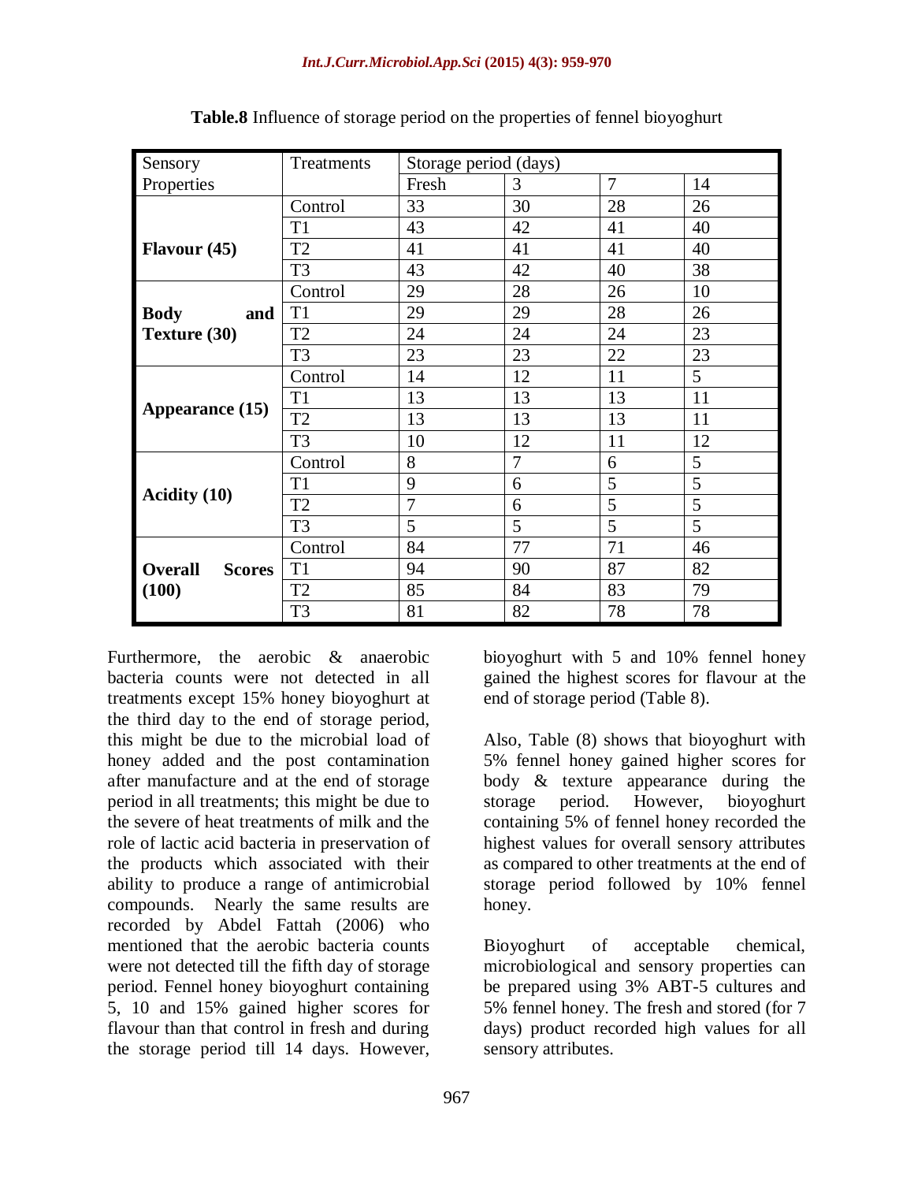**Table.8** Influence of storage period on the properties of fennel bioyoghurt

| Sensory Properties | Treatments | Storage period (days) | | | |
|---|---|---|---|---|---|
| | | Fresh | 3 | 7 | 14 |
| **Flavour (45)** | Control | 33 | 30 | 28 | 26 |
| | T1 | 43 | 42 | 41 | 40 |
| | T2 | 41 | 41 | 41 | 40 |
| | T3 | 43 | 42 | 40 | 38 |
| **Body and Texture (30)** | Control | 29 | 28 | 26 | 10 |
| | T1 | 29 | 29 | 28 | 26 |
| | T2 | 24 | 24 | 24 | 23 |
| | T3 | 23 | 23 | 22 | 23 |
| **Appearance (15)** | Control | 14 | 12 | 11 | 5 |
| | T1 | 13 | 13 | 13 | 11 |
| | T2 | 13 | 13 | 13 | 11 |
| | T3 | 10 | 12 | 11 | 12 |
| **Acidity (10)** | Control | 8 | 7 | 6 | 5 |
| | T1 | 9 | 6 | 5 | 5 |
| | T2 | 7 | 6 | 5 | 5 |
| | T3 | 5 | 5 | 5 | 5 |
| **Overall Scores (100)** | Control | 84 | 77 | 71 | 46 |
| | T1 | 94 | 90 | 87 | 82 |
| | T2 | 85 | 84 | 83 | 79 |
| | T3 | 81 | 82 | 78 | 78 |

Furthermore, the aerobic & anaerobic bacteria counts were not detected in all treatments except 15% honey bioyoghurt at the third day to the end of storage period, this might be due to the microbial load of honey added and the post contamination after manufacture and at the end of storage period in all treatments; this might be due to the severe of heat treatments of milk and the role of lactic acid bacteria in preservation of the products which associated with their ability to produce a range of antimicrobial compounds. Nearly the same results are recorded by Abdel Fattah (2006) who mentioned that the aerobic bacteria counts were not detected till the fifth day of storage period. Fennel honey bioyoghurt containing 5, 10 and 15% gained higher scores for flavour than that control in fresh and during the storage period till 14 days. However, bioyoghurt with 5 and 10% fennel honey gained the highest scores for flavour at the end of storage period (Table 8).

Also, Table (8) shows that bioyoghurt with 5% fennel honey gained higher scores for body & texture appearance during the storage period. However, bioyoghurt containing 5% of fennel honey recorded the highest values for overall sensory attributes as compared to other treatments at the end of storage period followed by 10% fennel honey.

Bioyoghurt of acceptable chemical, microbiological and sensory properties can be prepared using 3% ABT-5 cultures and 5% fennel honey. The fresh and stored (for 7 days) product recorded high values for all sensory attributes.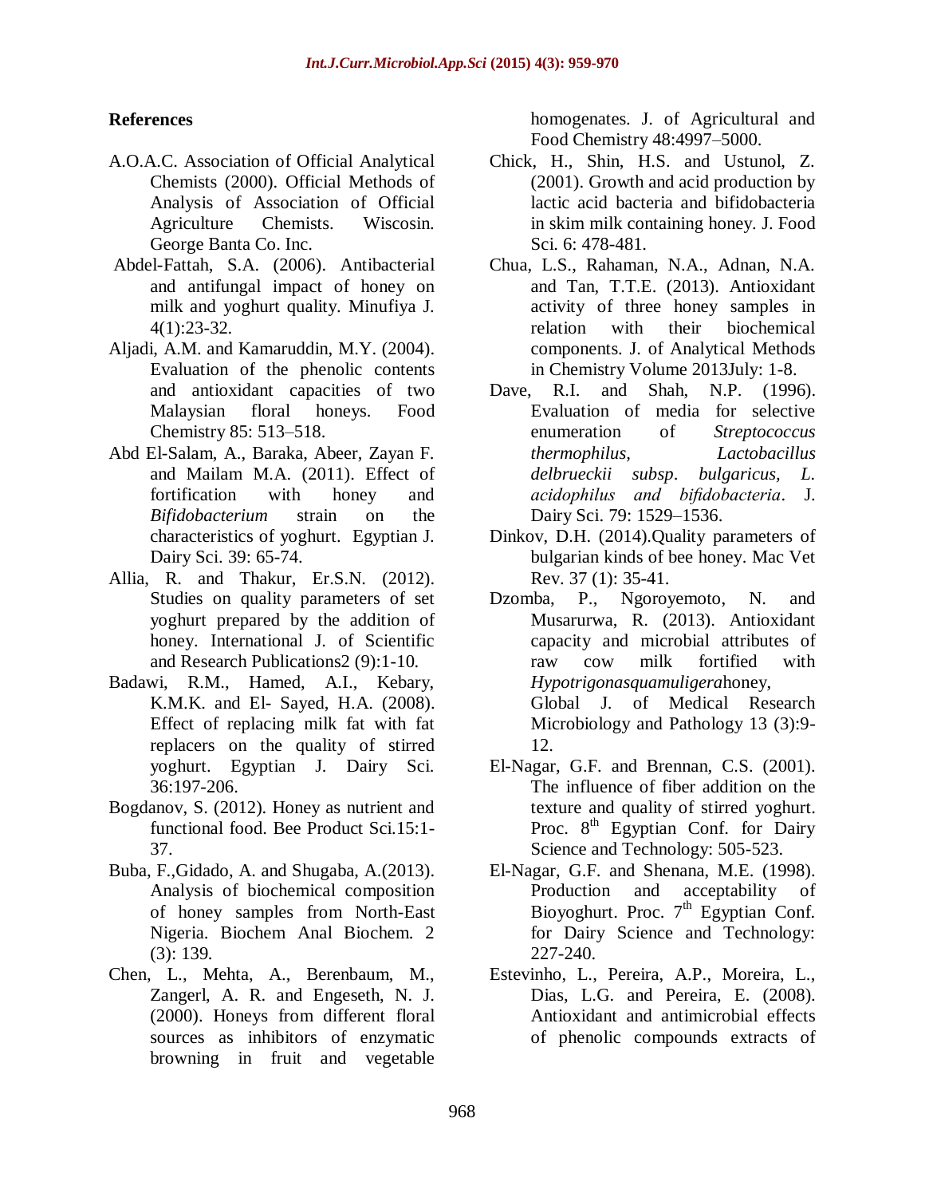## References

A.O.A.C. Association of Official Analytical Chemists (2000). Official Methods of Analysis of Association of Official Agriculture Chemists. Wiscosin. George Banta Co. Inc.

Abdel-Fattah, S.A. (2006). Antibacterial and antifungal impact of honey on milk and yoghurt quality. Minufiya J. 4(1):23-32.

Aljadi, A.M. and Kamaruddin, M.Y. (2004). Evaluation of the phenolic contents and antioxidant capacities of two Malaysian floral honeys. Food Chemistry 85: 513–518.

Abd El-Salam, A., Baraka, Abeer, Zayan F. and Mailam M.A. (2011). Effect of fortification with honey and *Bifidobacterium* strain on the characteristics of yoghurt. Egyptian J. Dairy Sci. 39: 65-74.

Allia, R. and Thakur, Er.S.N. (2012). Studies on quality parameters of set yoghurt prepared by the addition of honey. International J. of Scientific and Research Publications2 (9):1-10.

Badawi, R.M., Hamed, A.I., Kebary, K.M.K. and El- Sayed, H.A. (2008). Effect of replacing milk fat with fat replacers on the quality of stirred yoghurt. Egyptian J. Dairy Sci. 36:197-206.

Bogdanov, S. (2012). Honey as nutrient and functional food. Bee Product Sci.15:1-37.

Buba, F.,Gidado, A. and Shugaba, A.(2013). Analysis of biochemical composition of honey samples from North-East Nigeria. Biochem Anal Biochem. 2 (3): 139.

Chen, L., Mehta, A., Berenbaum, M., Zangerl, A. R. and Engeseth, N. J. (2000). Honeys from different floral sources as inhibitors of enzymatic browning in fruit and vegetable homogenates. J. of Agricultural and Food Chemistry 48:4997–5000.

Chick, H., Shin, H.S. and Ustunol, Z. (2001). Growth and acid production by lactic acid bacteria and bifidobacteria in skim milk containing honey. J. Food Sci. 6: 478-481.

Chua, L.S., Rahaman, N.A., Adnan, N.A. and Tan, T.T.E. (2013). Antioxidant activity of three honey samples in relation with their biochemical components. J. of Analytical Methods in Chemistry Volume 2013July: 1-8.

Dave, R.I. and Shah, N.P. (1996). Evaluation of media for selective enumeration of *Streptococcus thermophilus, Lactobacillus delbrueckii subsp. bulgaricus, L. acidophilus and bifidobacteria*. J. Dairy Sci. 79: 1529–1536.

Dinkov, D.H. (2014).Quality parameters of bulgarian kinds of bee honey. Mac Vet Rev. 37 (1): 35-41.

Dzomba, P., Ngoroyemoto, N. and Musarurwa, R. (2013). Antioxidant capacity and microbial attributes of raw cow milk fortified with *Hypotrigonasquamuligera*honey, Global J. of Medical Research Microbiology and Pathology 13 (3):9-12.

El-Nagar, G.F. and Brennan, C.S. (2001). The influence of fiber addition on the texture and quality of stirred yoghurt. Proc. 8th Egyptian Conf. for Dairy Science and Technology: 505-523.

El-Nagar, G.F. and Shenana, M.E. (1998). Production and acceptability of Bioyoghurt. Proc. 7th Egyptian Conf. for Dairy Science and Technology: 227-240.

Estevinho, L., Pereira, A.P., Moreira, L., Dias, L.G. and Pereira, E. (2008). Antioxidant and antimicrobial effects of phenolic compounds extracts of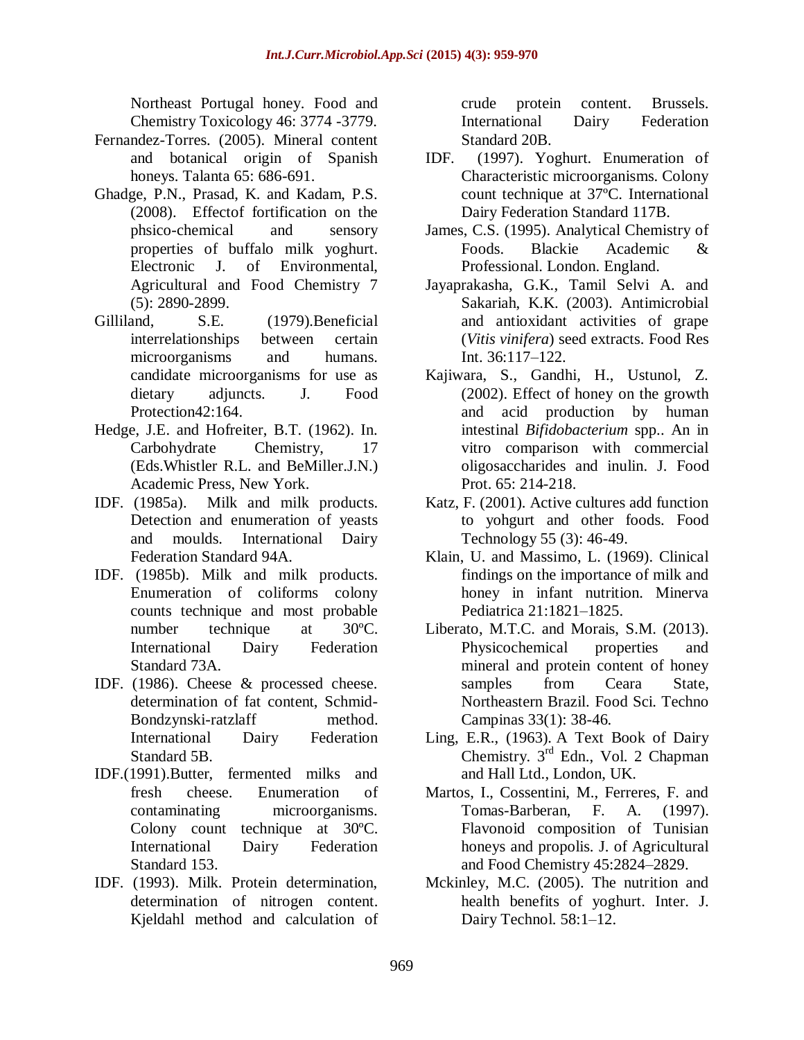Northeast Portugal honey. Food and Chemistry Toxicology 46: 3774 -3779.

Fernandez-Torres. (2005). Mineral content and botanical origin of Spanish honeys. Talanta 65: 686-691.

Ghadge, P.N., Prasad, K. and Kadam, P.S. (2008). Effectof fortification on the phsico-chemical and sensory properties of buffalo milk yoghurt. Electronic J. of Environmental, Agricultural and Food Chemistry 7 (5): 2890-2899.

Gilliland, S.E. (1979).Beneficial interrelationships between certain microorganisms and humans. candidate microorganisms for use as dietary adjuncts. J. Food Protection42:164.

Hedge, J.E. and Hofreiter, B.T. (1962). In. Carbohydrate Chemistry, 17 (Eds.Whistler R.L. and BeMiller.J.N.) Academic Press, New York.

IDF. (1985a). Milk and milk products. Detection and enumeration of yeasts and moulds. International Dairy Federation Standard 94A.

IDF. (1985b). Milk and milk products. Enumeration of coliforms colony counts technique and most probable number technique at 30ºC. International Dairy Federation Standard 73A.

IDF. (1986). Cheese & processed cheese. determination of fat content, Schmid-Bondzynski-ratzlaff method. International Dairy Federation Standard 5B.

IDF.(1991).Butter, fermented milks and fresh cheese. Enumeration of contaminating microorganisms. Colony count technique at 30ºC. International Dairy Federation Standard 153.

IDF. (1993). Milk. Protein determination, determination of nitrogen content. Kjeldahl method and calculation of crude protein content. Brussels. International Dairy Federation Standard 20B.

IDF. (1997). Yoghurt. Enumeration of Characteristic microorganisms. Colony count technique at 37ºC. International Dairy Federation Standard 117B.

James, C.S. (1995). Analytical Chemistry of Foods. Blackie Academic & Professional. London. England.

Jayaprakasha, G.K., Tamil Selvi A. and Sakariah, K.K. (2003). Antimicrobial and antioxidant activities of grape (*Vitis vinifera*) seed extracts. Food Res Int. 36:117–122.

Kajiwara, S., Gandhi, H., Ustunol, Z. (2002). Effect of honey on the growth and acid production by human intestinal *Bifidobacterium* spp.. An in vitro comparison with commercial oligosaccharides and inulin. J. Food Prot. 65: 214-218.

Katz, F. (2001). Active cultures add function to yohgurt and other foods. Food Technology 55 (3): 46-49.

Klain, U. and Massimo, L. (1969). Clinical findings on the importance of milk and honey in infant nutrition. Minerva Pediatrica 21:1821–1825.

Liberato, M.T.C. and Morais, S.M. (2013). Physicochemical properties and mineral and protein content of honey samples from Ceara State, Northeastern Brazil. Food Sci. Techno Campinas 33(1): 38-46.

Ling, E.R., (1963). A Text Book of Dairy Chemistry. 3rd Edn., Vol. 2 Chapman and Hall Ltd., London, UK.

Martos, I., Cossentini, M., Ferreres, F. and Tomas-Barberan, F. A. (1997). Flavonoid composition of Tunisian honeys and propolis. J. of Agricultural and Food Chemistry 45:2824–2829.

Mckinley, M.C. (2005). The nutrition and health benefits of yoghurt. Inter. J. Dairy Technol. 58:1–12.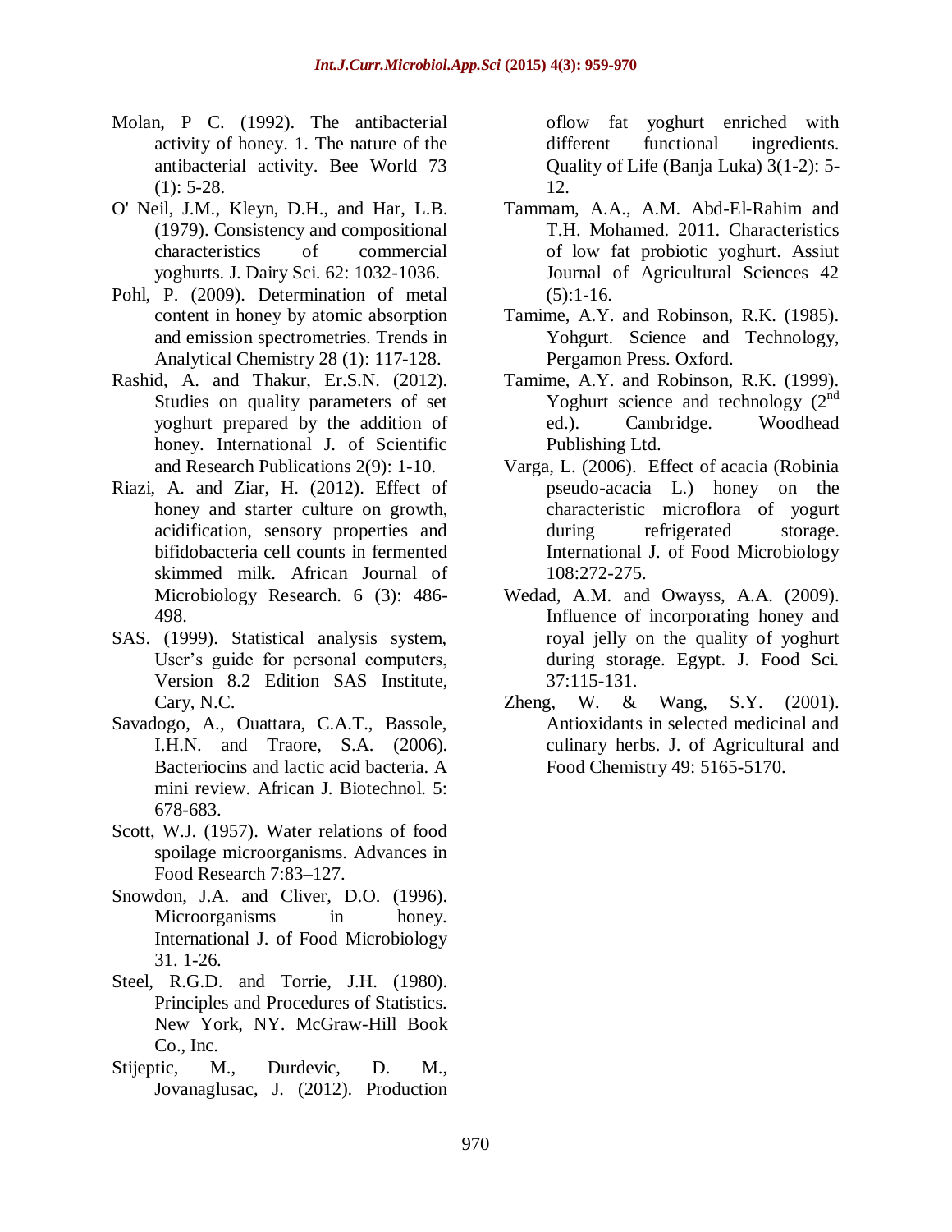Molan, P C. (1992). The antibacterial activity of honey. 1. The nature of the antibacterial activity. Bee World 73 (1): 5-28.

O' Neil, J.M., Kleyn, D.H., and Har, L.B. (1979). Consistency and compositional characteristics of commercial yoghurts. J. Dairy Sci. 62: 1032-1036.

Pohl, P. (2009). Determination of metal content in honey by atomic absorption and emission spectrometries. Trends in Analytical Chemistry 28 (1): 117-128.

Rashid, A. and Thakur, Er.S.N. (2012). Studies on quality parameters of set yoghurt prepared by the addition of honey. International J. of Scientific and Research Publications 2(9): 1-10.

Riazi, A. and Ziar, H. (2012). Effect of honey and starter culture on growth, acidification, sensory properties and bifidobacteria cell counts in fermented skimmed milk. African Journal of Microbiology Research. 6 (3): 486-498.

SAS. (1999). Statistical analysis system, User's guide for personal computers, Version 8.2 Edition SAS Institute, Cary, N.C.

Savadogo, A., Ouattara, C.A.T., Bassole, I.H.N. and Traore, S.A. (2006). Bacteriocins and lactic acid bacteria. A mini review. African J. Biotechnol. 5: 678-683.

Scott, W.J. (1957). Water relations of food spoilage microorganisms. Advances in Food Research 7:83–127.

Snowdon, J.A. and Cliver, D.O. (1996). Microorganisms in honey. International J. of Food Microbiology 31. 1-26.

Steel, R.G.D. and Torrie, J.H. (1980). Principles and Procedures of Statistics. New York, NY. McGraw-Hill Book Co., Inc.

Stijeptic, M., Durdevic, D. M., Jovanaglusac, J. (2012). Production oflow fat yoghurt enriched with different functional ingredients. Quality of Life (Banja Luka) 3(1-2): 5-12.

Tammam, A.A., A.M. Abd-El-Rahim and T.H. Mohamed. 2011. Characteristics of low fat probiotic yoghurt. Assiut Journal of Agricultural Sciences 42 (5):1-16.

Tamime, A.Y. and Robinson, R.K. (1985). Yohgurt. Science and Technology, Pergamon Press. Oxford.

Tamime, A.Y. and Robinson, R.K. (1999). Yoghurt science and technology (2nd ed.). Cambridge. Woodhead Publishing Ltd.

Varga, L. (2006). Effect of acacia (Robinia pseudo-acacia L.) honey on the characteristic microflora of yogurt during refrigerated storage. International J. of Food Microbiology 108:272-275.

Wedad, A.M. and Owayss, A.A. (2009). Influence of incorporating honey and royal jelly on the quality of yoghurt during storage. Egypt. J. Food Sci. 37:115-131.

Zheng, W. & Wang, S.Y. (2001). Antioxidants in selected medicinal and culinary herbs. J. of Agricultural and Food Chemistry 49: 5165-5170.